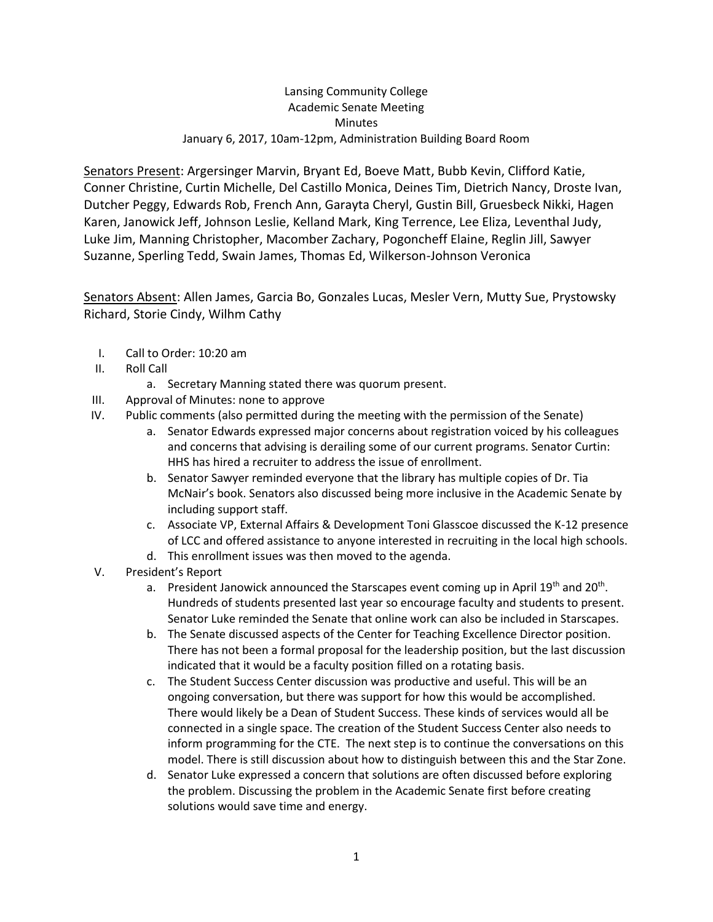Lansing Community College
Academic Senate Meeting
Minutes
January 6, 2017, 10am-12pm, Administration Building Board Room

Senators Present: Argersinger Marvin, Bryant Ed, Boeve Matt, Bubb Kevin, Clifford Katie, Conner Christine, Curtin Michelle, Del Castillo Monica, Deines Tim, Dietrich Nancy, Droste Ivan, Dutcher Peggy, Edwards Rob, French Ann, Garayta Cheryl, Gustin Bill, Gruesbeck Nikki, Hagen Karen, Janowick Jeff, Johnson Leslie, Kelland Mark, King Terrence, Lee Eliza, Leventhal Judy, Luke Jim, Manning Christopher, Macomber Zachary, Pogoncheff Elaine, Reglin Jill, Sawyer Suzanne, Sperling Tedd, Swain James, Thomas Ed, Wilkerson-Johnson Veronica

Senators Absent: Allen James, Garcia Bo, Gonzales Lucas, Mesler Vern, Mutty Sue, Prystowsky Richard, Storie Cindy, Wilhm Cathy

I. Call to Order: 10:20 am
II. Roll Call
    a. Secretary Manning stated there was quorum present.
III. Approval of Minutes: none to approve
IV. Public comments (also permitted during the meeting with the permission of the Senate)
    a. Senator Edwards expressed major concerns about registration voiced by his colleagues and concerns that advising is derailing some of our current programs. Senator Curtin: HHS has hired a recruiter to address the issue of enrollment.
    b. Senator Sawyer reminded everyone that the library has multiple copies of Dr. Tia McNair's book. Senators also discussed being more inclusive in the Academic Senate by including support staff.
    c. Associate VP, External Affairs & Development Toni Glasscoe discussed the K-12 presence of LCC and offered assistance to anyone interested in recruiting in the local high schools.
    d. This enrollment issues was then moved to the agenda.
V. President's Report
    a. President Janowick announced the Starscapes event coming up in April 19th and 20th. Hundreds of students presented last year so encourage faculty and students to present. Senator Luke reminded the Senate that online work can also be included in Starscapes.
    b. The Senate discussed aspects of the Center for Teaching Excellence Director position. There has not been a formal proposal for the leadership position, but the last discussion indicated that it would be a faculty position filled on a rotating basis.
    c. The Student Success Center discussion was productive and useful. This will be an ongoing conversation, but there was support for how this would be accomplished. There would likely be a Dean of Student Success. These kinds of services would all be connected in a single space. The creation of the Student Success Center also needs to inform programming for the CTE. The next step is to continue the conversations on this model. There is still discussion about how to distinguish between this and the Star Zone.
    d. Senator Luke expressed a concern that solutions are often discussed before exploring the problem. Discussing the problem in the Academic Senate first before creating solutions would save time and energy.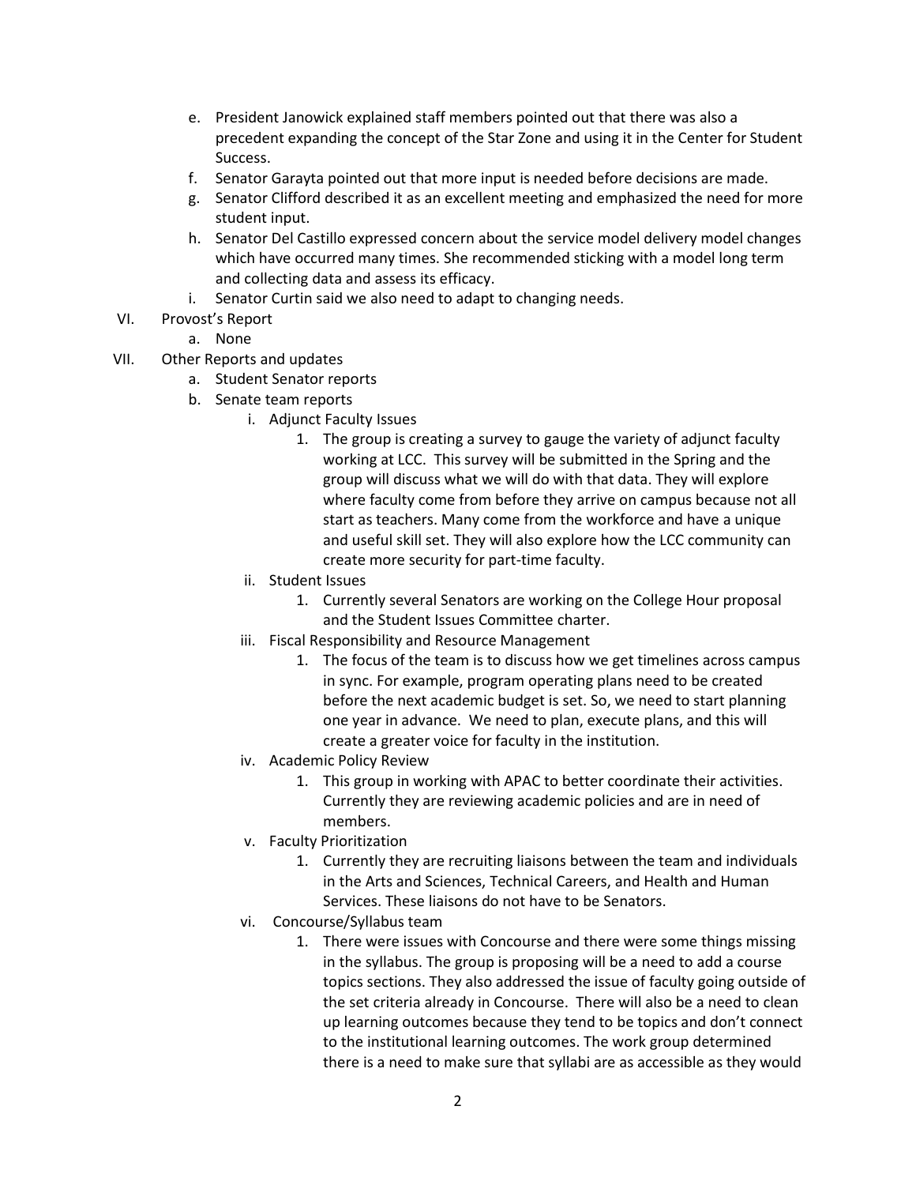e. President Janowick explained staff members pointed out that there was also a precedent expanding the concept of the Star Zone and using it in the Center for Student Success.
f. Senator Garayta pointed out that more input is needed before decisions are made.
g. Senator Clifford described it as an excellent meeting and emphasized the need for more student input.
h. Senator Del Castillo expressed concern about the service model delivery model changes which have occurred many times. She recommended sticking with a model long term and collecting data and assess its efficacy.
i. Senator Curtin said we also need to adapt to changing needs.

VI. Provost's Report
  a. None

VII. Other Reports and updates
  a. Student Senator reports
  b. Senate team reports
    i. Adjunct Faculty Issues
      1. The group is creating a survey to gauge the variety of adjunct faculty working at LCC. This survey will be submitted in the Spring and the group will discuss what we will do with that data. They will explore where faculty come from before they arrive on campus because not all start as teachers. Many come from the workforce and have a unique and useful skill set. They will also explore how the LCC community can create more security for part-time faculty.
    ii. Student Issues
      1. Currently several Senators are working on the College Hour proposal and the Student Issues Committee charter.
    iii. Fiscal Responsibility and Resource Management
      1. The focus of the team is to discuss how we get timelines across campus in sync. For example, program operating plans need to be created before the next academic budget is set. So, we need to start planning one year in advance. We need to plan, execute plans, and this will create a greater voice for faculty in the institution.
    iv. Academic Policy Review
      1. This group in working with APAC to better coordinate their activities. Currently they are reviewing academic policies and are in need of members.
    v. Faculty Prioritization
      1. Currently they are recruiting liaisons between the team and individuals in the Arts and Sciences, Technical Careers, and Health and Human Services. These liaisons do not have to be Senators.
    vi. Concourse/Syllabus team
      1. There were issues with Concourse and there were some things missing in the syllabus. The group is proposing will be a need to add a course topics sections. They also addressed the issue of faculty going outside of the set criteria already in Concourse. There will also be a need to clean up learning outcomes because they tend to be topics and don't connect to the institutional learning outcomes. The work group determined there is a need to make sure that syllabi are as accessible as they would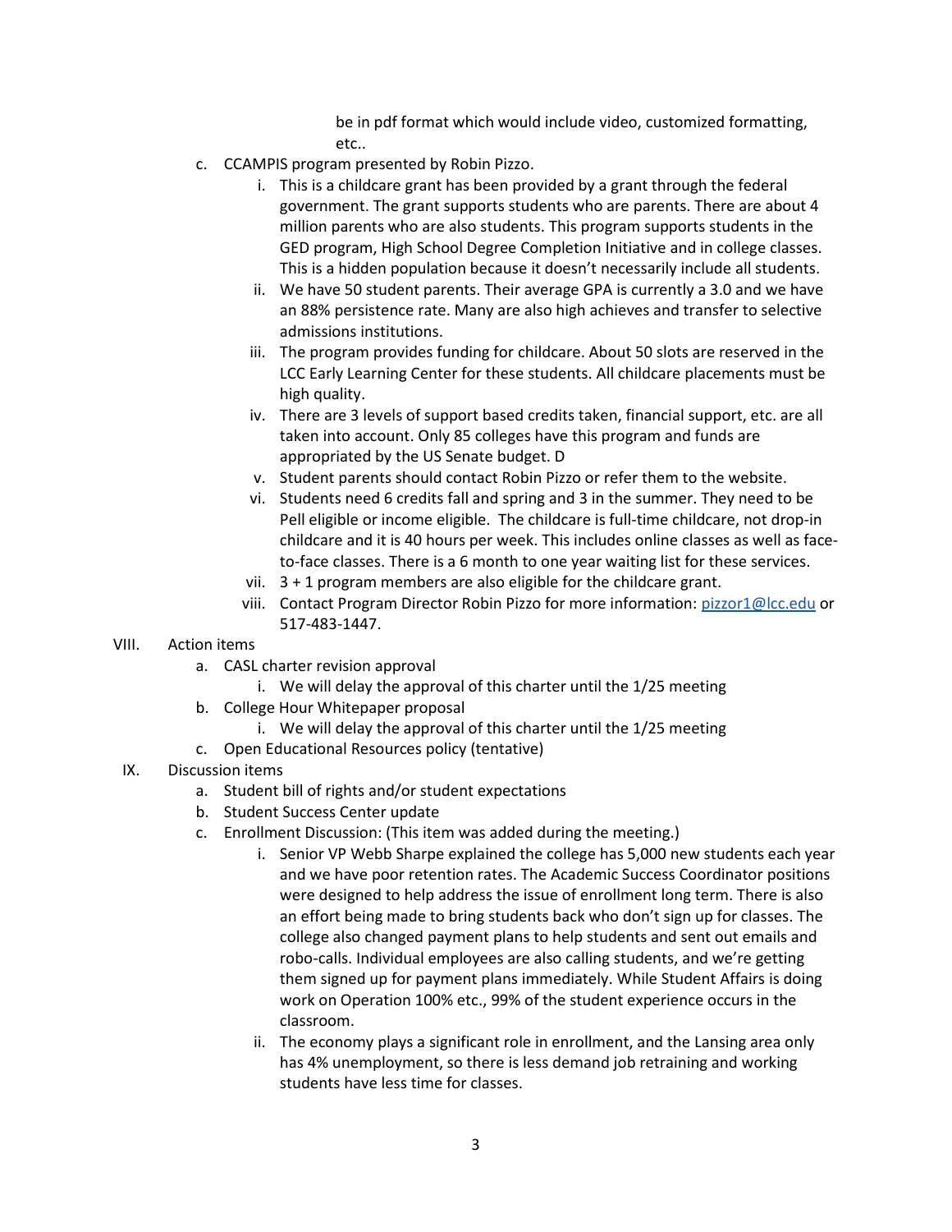be in pdf format which would include video, customized formatting, etc..

c. CCAMPIS program presented by Robin Pizzo.

   i. This is a childcare grant has been provided by a grant through the federal government. The grant supports students who are parents. There are about 4 million parents who are also students. This program supports students in the GED program, High School Degree Completion Initiative and in college classes. This is a hidden population because it doesn't necessarily include all students.

   ii. We have 50 student parents. Their average GPA is currently a 3.0 and we have an 88% persistence rate. Many are also high achieves and transfer to selective admissions institutions.

   iii. The program provides funding for childcare. About 50 slots are reserved in the LCC Early Learning Center for these students. All childcare placements must be high quality.

   iv. There are 3 levels of support based credits taken, financial support, etc. are all taken into account. Only 85 colleges have this program and funds are appropriated by the US Senate budget. D

   v. Student parents should contact Robin Pizzo or refer them to the website.

   vi. Students need 6 credits fall and spring and 3 in the summer. They need to be Pell eligible or income eligible. The childcare is full-time childcare, not drop-in childcare and it is 40 hours per week. This includes online classes as well as face-to-face classes. There is a 6 month to one year waiting list for these services.

   vii. 3 + 1 program members are also eligible for the childcare grant.

   viii. Contact Program Director Robin Pizzo for more information: [pizzor1@lcc.edu](mailto:pizzor1@lcc.edu) or 517-483-1447.

VIII. Action items

a. CASL charter revision approval

   i. We will delay the approval of this charter until the 1/25 meeting

b. College Hour Whitepaper proposal

   i. We will delay the approval of this charter until the 1/25 meeting

c. Open Educational Resources policy (tentative)

IX. Discussion items

a. Student bill of rights and/or student expectations

b. Student Success Center update

c. Enrollment Discussion: (This item was added during the meeting.)

   i. Senior VP Webb Sharpe explained the college has 5,000 new students each year and we have poor retention rates. The Academic Success Coordinator positions were designed to help address the issue of enrollment long term. There is also an effort being made to bring students back who don't sign up for classes. The college also changed payment plans to help students and sent out emails and robo-calls. Individual employees are also calling students, and we're getting them signed up for payment plans immediately. While Student Affairs is doing work on Operation 100% etc., 99% of the student experience occurs in the classroom.

   ii. The economy plays a significant role in enrollment, and the Lansing area only has 4% unemployment, so there is less demand job retraining and working students have less time for classes.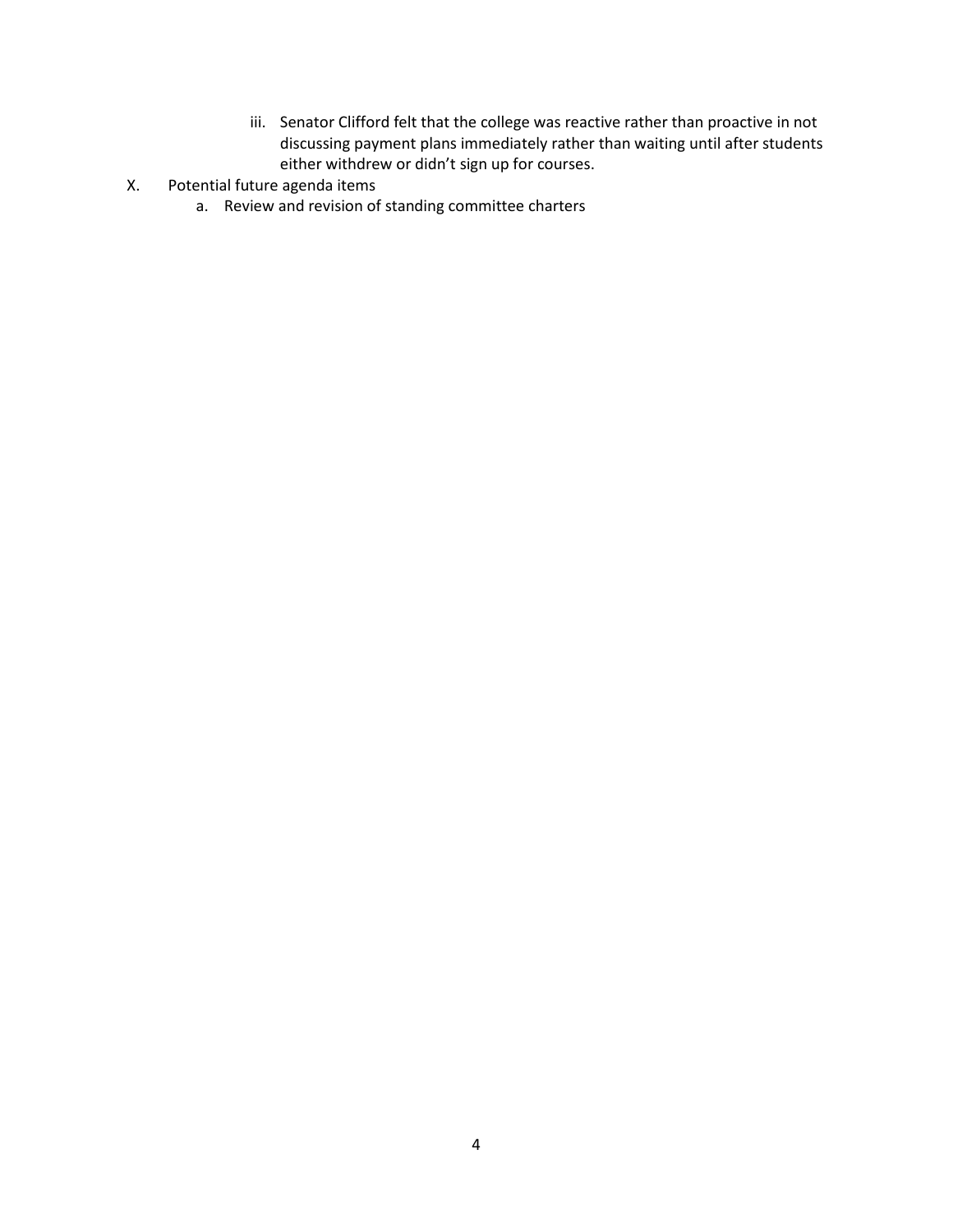iii. Senator Clifford felt that the college was reactive rather than proactive in not discussing payment plans immediately rather than waiting until after students either withdrew or didn't sign up for courses.

X. Potential future agenda items
    a. Review and revision of standing committee charters